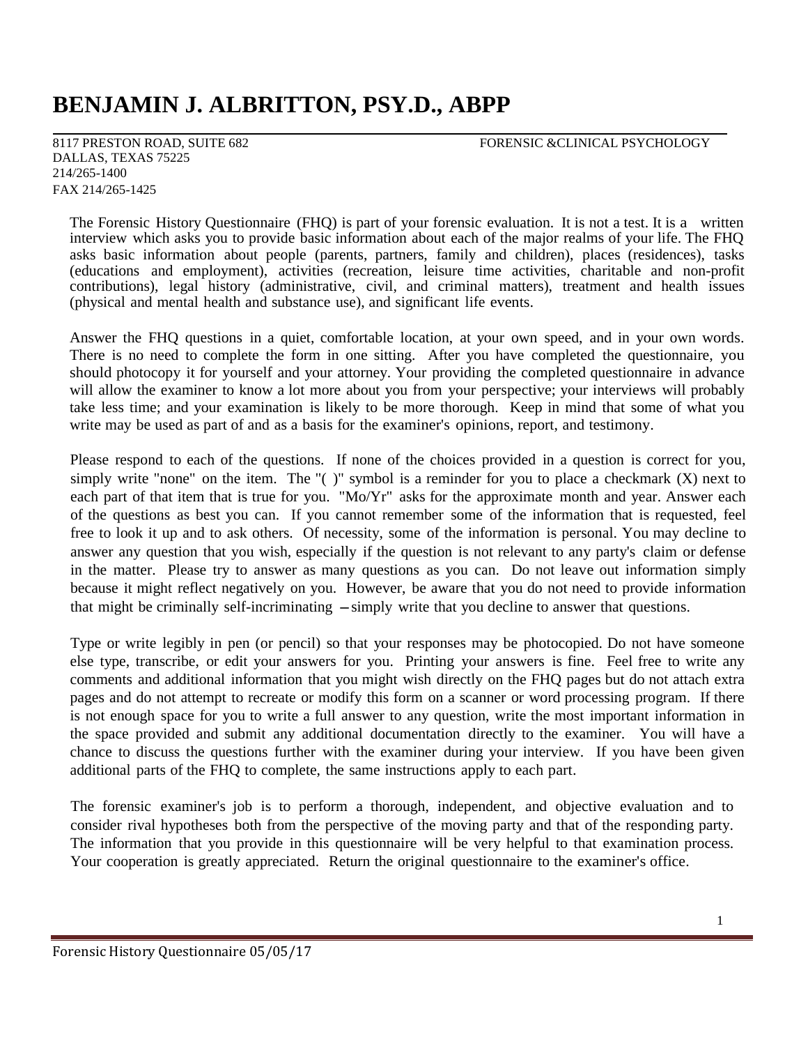# BENJAMIN J. ALBRITTON, PSY.D., ABPP

8117 PRESTON ROAD, SUITE 682
DALLAS, TEXAS 75225
214/265-1400
FAX 214/265-1425

FORENSIC &CLINICAL PSYCHOLOGY

The Forensic History Questionnaire (FHQ) is part of your forensic evaluation. It is not a test. It is a written interview which asks you to provide basic information about each of the major realms of your life. The FHQ asks basic information about people (parents, partners, family and children), places (residences), tasks (educations and employment), activities (recreation, leisure time activities, charitable and non-profit contributions), legal history (administrative, civil, and criminal matters), treatment and health issues (physical and mental health and substance use), and significant life events.

Answer the FHQ questions in a quiet, comfortable location, at your own speed, and in your own words. There is no need to complete the form in one sitting. After you have completed the questionnaire, you should photocopy it for yourself and your attorney. Your providing the completed questionnaire in advance will allow the examiner to know a lot more about you from your perspective; your interviews will probably take less time; and your examination is likely to be more thorough. Keep in mind that some of what you write may be used as part of and as a basis for the examiner's opinions, report, and testimony.

Please respond to each of the questions. If none of the choices provided in a question is correct for you, simply write "none" on the item. The "( )" symbol is a reminder for you to place a checkmark (X) next to each part of that item that is true for you. "Mo/Yr" asks for the approximate month and year. Answer each of the questions as best you can. If you cannot remember some of the information that is requested, feel free to look it up and to ask others. Of necessity, some of the information is personal. You may decline to answer any question that you wish, especially if the question is not relevant to any party's claim or defense in the matter. Please try to answer as many questions as you can. Do not leave out information simply because it might reflect negatively on you. However, be aware that you do not need to provide information that might be criminally self-incriminating – simply write that you decline to answer that questions.

Type or write legibly in pen (or pencil) so that your responses may be photocopied. Do not have someone else type, transcribe, or edit your answers for you. Printing your answers is fine. Feel free to write any comments and additional information that you might wish directly on the FHQ pages but do not attach extra pages and do not attempt to recreate or modify this form on a scanner or word processing program. If there is not enough space for you to write a full answer to any question, write the most important information in the space provided and submit any additional documentation directly to the examiner. You will have a chance to discuss the questions further with the examiner during your interview. If you have been given additional parts of the FHQ to complete, the same instructions apply to each part.

The forensic examiner's job is to perform a thorough, independent, and objective evaluation and to consider rival hypotheses both from the perspective of the moving party and that of the responding party. The information that you provide in this questionnaire will be very helpful to that examination process. Your cooperation is greatly appreciated. Return the original questionnaire to the examiner's office.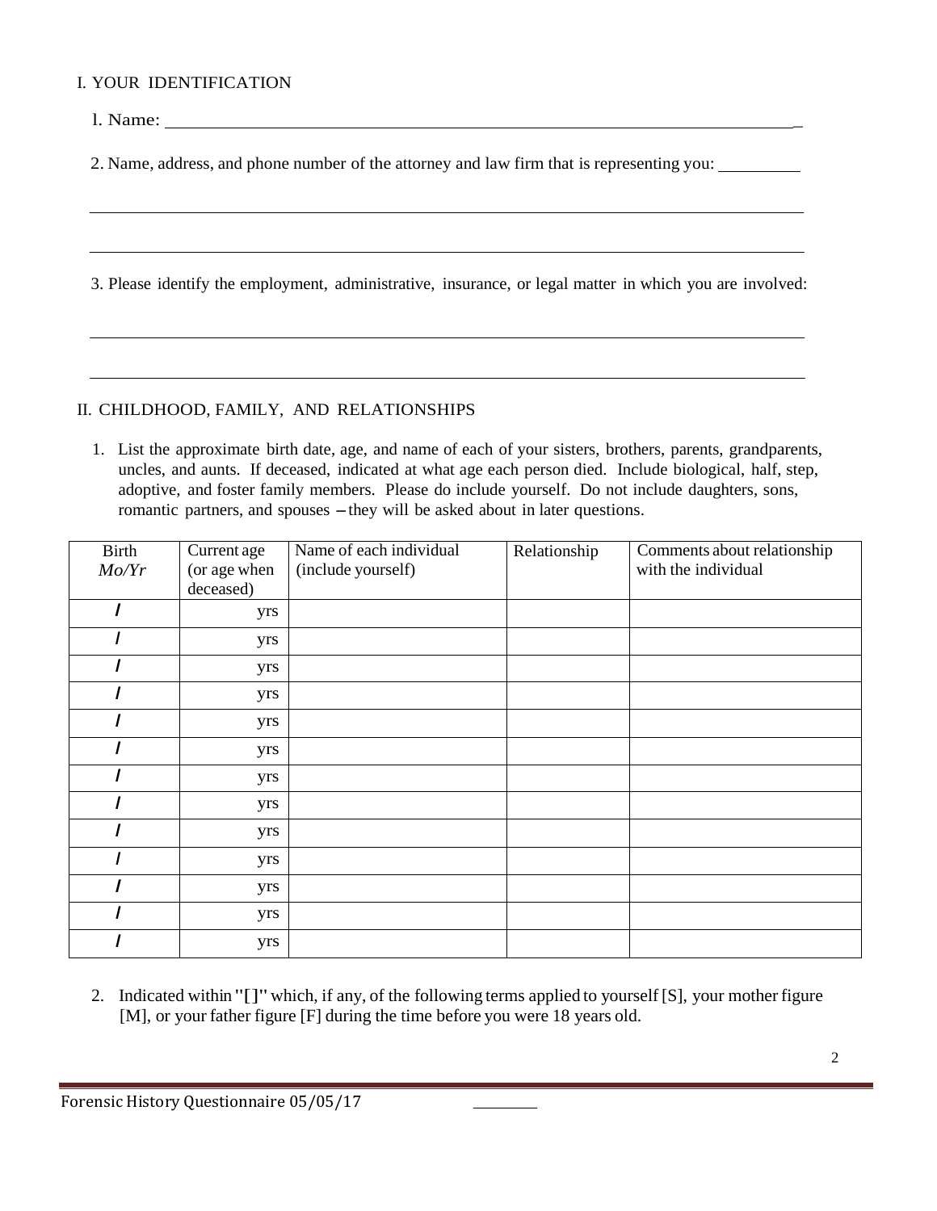## I. YOUR IDENTIFICATION

1. Name: ______________________________________________________________

2. Name, address, and phone number of the attorney and law firm that is representing you: _________

______________________________________________________________________________

______________________________________________________________________________

3. Please identify the employment, administrative, insurance, or legal matter in which you are involved:

______________________________________________________________________________

______________________________________________________________________________

## II. CHILDHOOD, FAMILY, AND RELATIONSHIPS

1. List the approximate birth date, age, and name of each of your sisters, brothers, parents, grandparents, uncles, and aunts. If deceased, indicated at what age each person died. Include biological, half, step, adoptive, and foster family members. Please do include yourself. Do not include daughters, sons, romantic partners, and spouses – they will be asked about in later questions.

| Birth *Mo/Yr* | Current age (or age when deceased) | Name of each individual (include yourself) | Relationship | Comments about relationship with the individual |
|---|---|---|---|---|
| / | yrs | | | |
| / | yrs | | | |
| / | yrs | | | |
| / | yrs | | | |
| / | yrs | | | |
| / | yrs | | | |
| / | yrs | | | |
| / | yrs | | | |
| / | yrs | | | |
| / | yrs | | | |
| / | yrs | | | |
| / | yrs | | | |
| / | yrs | | | |

2. Indicated within "[]" which, if any, of the following terms applied to yourself [S], your mother figure [M], or your father figure [F] during the time before you were 18 years old.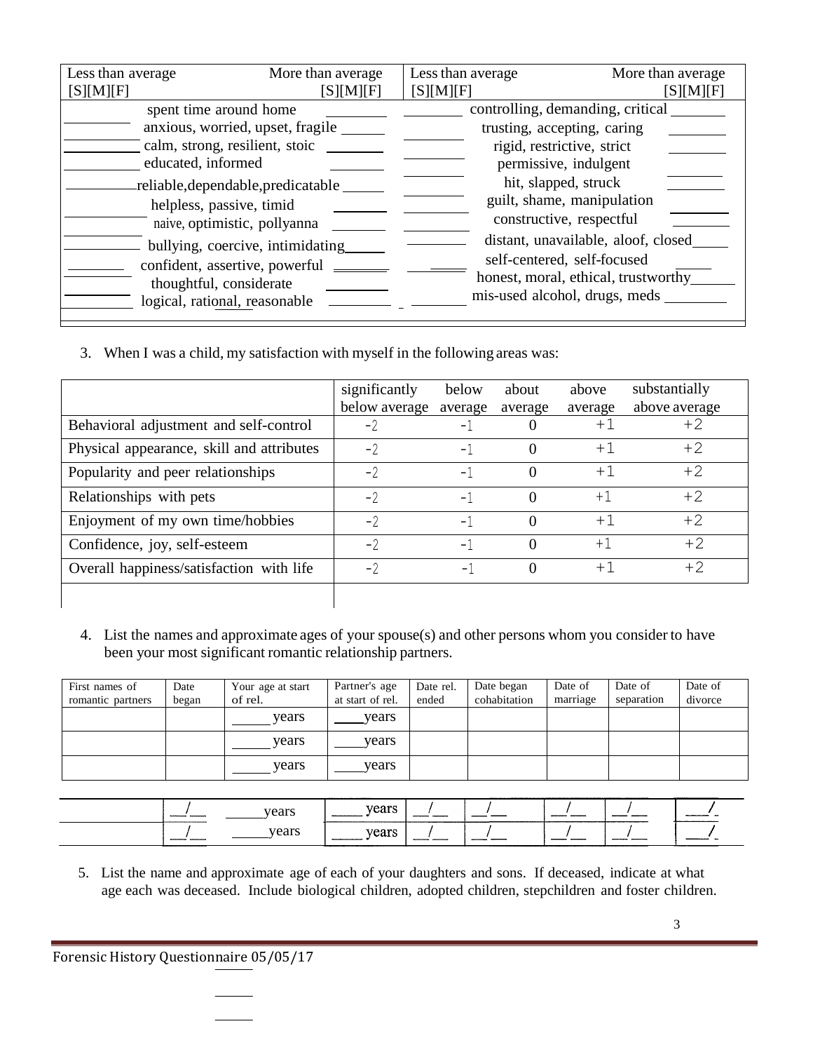| Less than average [S][M][F] | | More than average [S][M][F] | Less than average [S][M][F] | | More than average [S][M][F] |
|---|---|---|---|---|---|
| | spent time around home | ________ | ________ | controlling, demanding, critical | ________ |
| ________ | anxious, worried, upset, fragile | ________ | ________ | trusting, accepting, caring | ________ |
| ________ | calm, strong, resilient, stoic | ________ | ________ | rigid, restrictive, strict | ________ |
| ________ | educated, informed | ________ | ________ | permissive, indulgent | ________ |
| ________ | reliable,dependable,predicatable | ________ | ________ | hit, slapped, struck | ________ |
| ________ | helpless, passive, timid | ________ | ________ | guilt, shame, manipulation | ________ |
| ________ | naive, optimistic, pollyanna | ________ | ________ | constructive, respectful | ________ |
| ________ | bullying, coercive, intimidating | ________ | ________ | distant, unavailable, aloof, closed | ________ |
| ________ | confident, assertive, powerful | ________ | ________ | self-centered, self-focused | ________ |
| ________ | thoughtful, considerate | ________ | | honest, moral, ethical, trustworthy | ________ |
| ________ | logical, rational, reasonable | ________ | ________ | mis-used alcohol, drugs, meds | ________ |

3. When I was a child, my satisfaction with myself in the following areas was:

| | significantly below average | below average | about average | above average | substantially above average |
|---|---|---|---|---|---|
| Behavioral adjustment and self-control | -2 | -1 | 0 | +1 | +2 |
| Physical appearance, skill and attributes | -2 | -1 | 0 | +1 | +2 |
| Popularity and peer relationships | -2 | -1 | 0 | +1 | +2 |
| Relationships with pets | -2 | -1 | 0 | +1 | +2 |
| Enjoyment of my own time/hobbies | -2 | -1 | 0 | +1 | +2 |
| Confidence, joy, self-esteem | -2 | -1 | 0 | +1 | +2 |
| Overall happiness/satisfaction with life | -2 | -1 | 0 | +1 | +2 |
| | | | | | |

4. List the names and approximate ages of your spouse(s) and other persons whom you consider to have been your most significant romantic relationship partners.

| First names of romantic partners | Date began | Your age at start of rel. | Partner's age at start of rel. | Date rel. ended | Date began cohabitation | Date of marriage | Date of separation | Date of divorce |
|---|---|---|---|---|---|---|---|---|
| | | _____ years | _____ years | | | | | |
| | | _____ years | _____ years | | | | | |
| | | _____ years | _____ years | | | | | |
| | __/__ | _____ years | _____ years | __/__ | __/__ | __/__ | __/__ | __/ |
| | __/__ | _____ years | _____ years | __/__ | __/__ | __/__ | __/__ | __/ |

5. List the name and approximate age of each of your daughters and sons. If deceased, indicate at what age each was deceased. Include biological children, adopted children, stepchildren and foster children.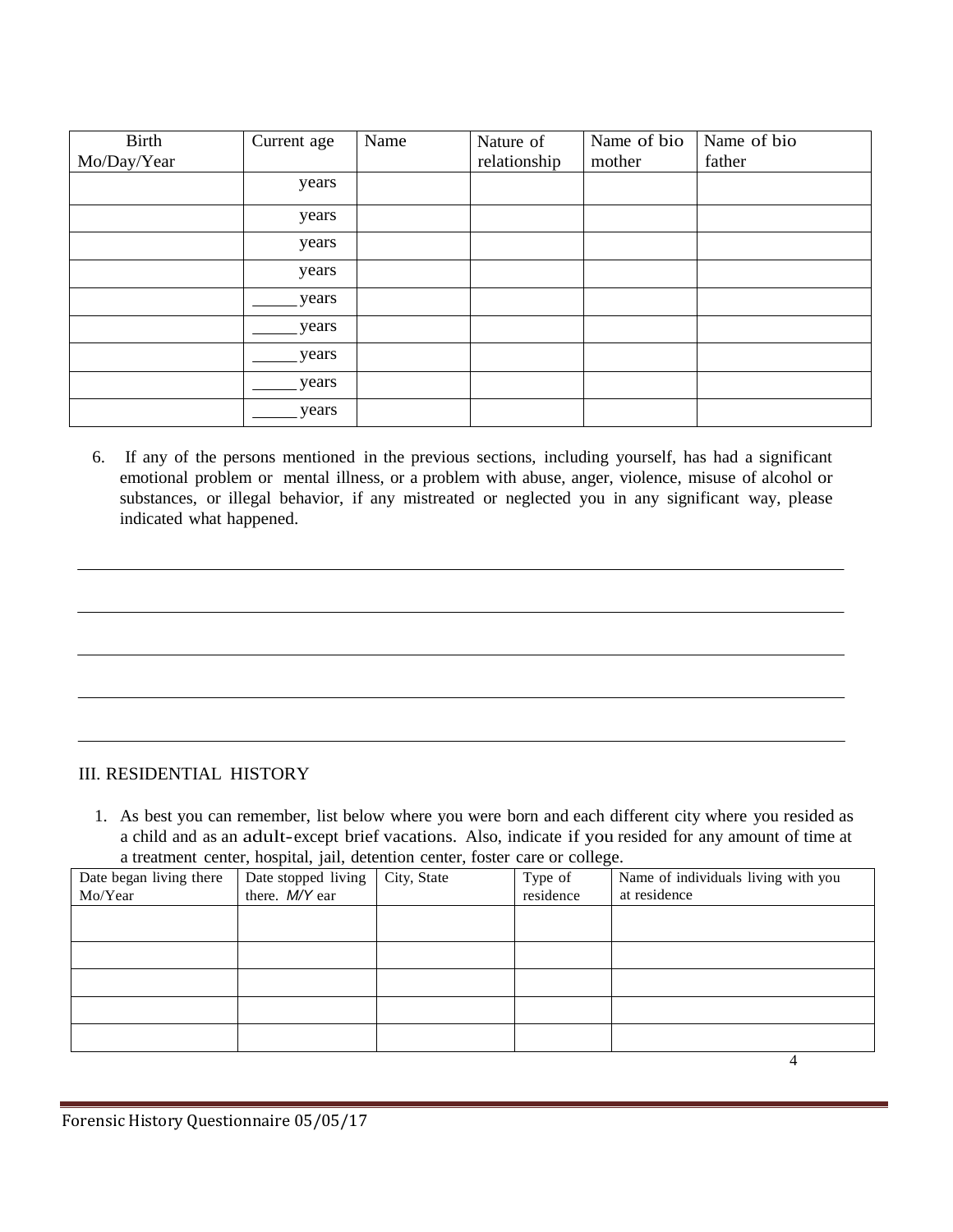| Birth Mo/Day/Year | Current age | Name | Nature of relationship | Name of bio mother | Name of bio father |
|---|---|---|---|---|---|
| | years | | | | |
| | years | | | | |
| | years | | | | |
| | years | | | | |
| | _____ years | | | | |
| | _____ years | | | | |
| | _____ years | | | | |
| | _____ years | | | | |
| | _____ years | | | | |

6. If any of the persons mentioned in the previous sections, including yourself, has had a significant emotional problem or mental illness, or a problem with abuse, anger, violence, misuse of alcohol or substances, or illegal behavior, if any mistreated or neglected you in any significant way, please indicated what happened.

______________________________________________________________________________

______________________________________________________________________________

______________________________________________________________________________

______________________________________________________________________________

______________________________________________________________________________

## III. RESIDENTIAL HISTORY

1. As best you can remember, list below where you were born and each different city where you resided as a child and as an adult-except brief vacations. Also, indicate if you resided for any amount of time at a treatment center, hospital, jail, detention center, foster care or college.

| Date began living there Mo/Year | Date stopped living there. *M/Y* ear | City, State | Type of residence | Name of individuals living with you at residence |
|---|---|---|---|---|
| | | | | |
| | | | | |
| | | | | |
| | | | | |
| | | | | |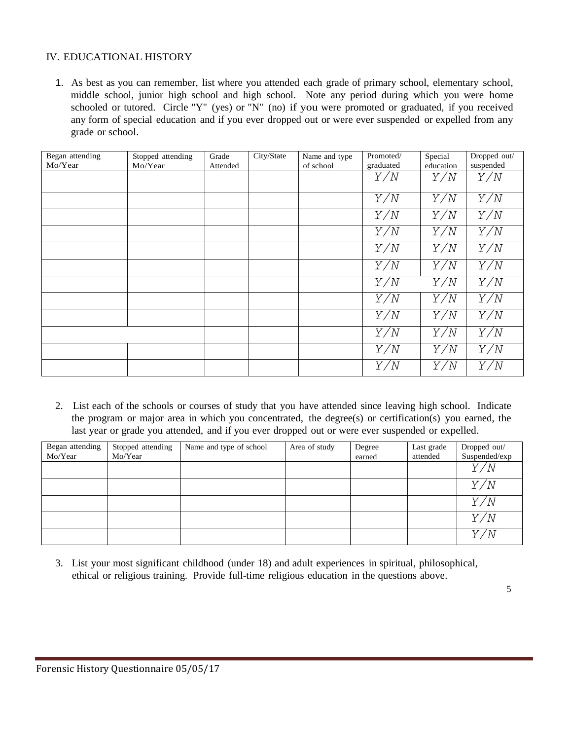## IV. EDUCATIONAL HISTORY

1. As best as you can remember, list where you attended each grade of primary school, elementary school, middle school, junior high school and high school. Note any period during which you were home schooled or tutored. Circle "Y" (yes) or "N" (no) if you were promoted or graduated, if you received any form of special education and if you ever dropped out or were ever suspended or expelled from any grade or school.

| Began attending Mo/Year | Stopped attending Mo/Year | Grade Attended | City/State | Name and type of school | Promoted/ graduated | Special education | Dropped out/ suspended |
|---|---|---|---|---|---|---|---|
| | | | | | Y/N | Y/N | Y/N |
| | | | | | Y/N | Y/N | Y/N |
| | | | | | Y/N | Y/N | Y/N |
| | | | | | Y/N | Y/N | Y/N |
| | | | | | Y/N | Y/N | Y/N |
| | | | | | Y/N | Y/N | Y/N |
| | | | | | Y/N | Y/N | Y/N |
| | | | | | Y/N | Y/N | Y/N |
| | | | | | Y/N | Y/N | Y/N |
| | | | | | Y/N | Y/N | Y/N |
| | | | | | Y/N | Y/N | Y/N |
| | | | | | Y/N | Y/N | Y/N |

2. List each of the schools or courses of study that you have attended since leaving high school. Indicate the program or major area in which you concentrated, the degree(s) or certification(s) you earned, the last year or grade you attended, and if you ever dropped out or were ever suspended or expelled.

| Began attending Mo/Year | Stopped attending Mo/Year | Name and type of school | Area of study | Degree earned | Last grade attended | Dropped out/ Suspended/exp |
|---|---|---|---|---|---|---|
| | | | | | | Y/N |
| | | | | | | Y/N |
| | | | | | | Y/N |
| | | | | | | Y/N |
| | | | | | | Y/N |

3. List your most significant childhood (under 18) and adult experiences in spiritual, philosophical, ethical or religious training. Provide full-time religious education in the questions above.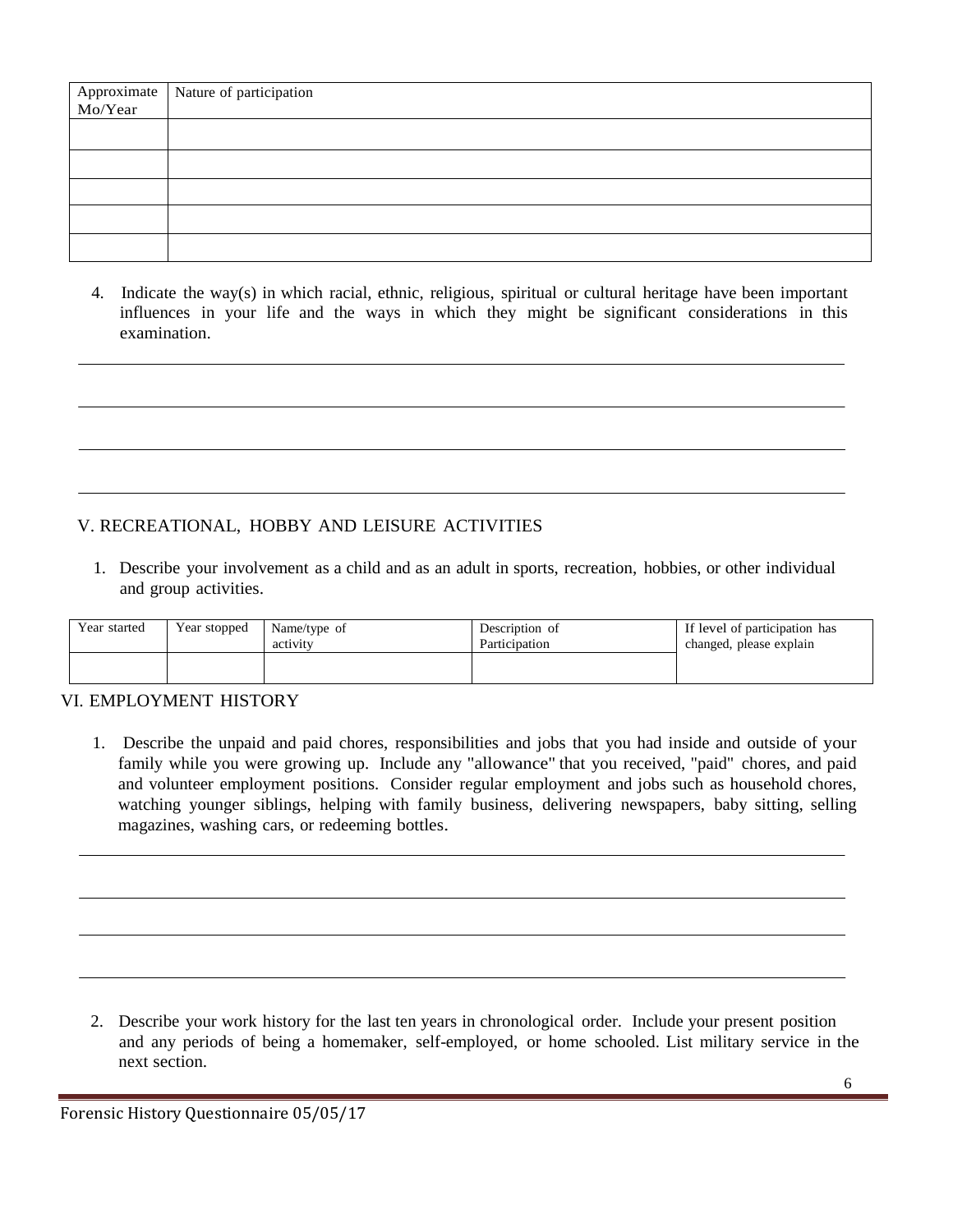| Approximate Mo/Year | Nature of participation |
|---|---|
| | |
| | |
| | |
| | |
| | |

4. Indicate the way(s) in which racial, ethnic, religious, spiritual or cultural heritage have been important influences in your life and the ways in which they might be significant considerations in this examination.

______________________________________________________________________________

______________________________________________________________________________

______________________________________________________________________________

______________________________________________________________________________

## V. RECREATIONAL, HOBBY AND LEISURE ACTIVITIES

1. Describe your involvement as a child and as an adult in sports, recreation, hobbies, or other individual and group activities.

| Year started | Year stopped | Name/type of activity | Description of Participation | If level of participation has changed, please explain |
|---|---|---|---|---|
| | | | | |

## VI. EMPLOYMENT HISTORY

1. Describe the unpaid and paid chores, responsibilities and jobs that you had inside and outside of your family while you were growing up. Include any "allowance" that you received, "paid" chores, and paid and volunteer employment positions. Consider regular employment and jobs such as household chores, watching younger siblings, helping with family business, delivering newspapers, baby sitting, selling magazines, washing cars, or redeeming bottles.

______________________________________________________________________________

______________________________________________________________________________

______________________________________________________________________________

______________________________________________________________________________

2. Describe your work history for the last ten years in chronological order. Include your present position and any periods of being a homemaker, self-employed, or home schooled. List military service in the next section.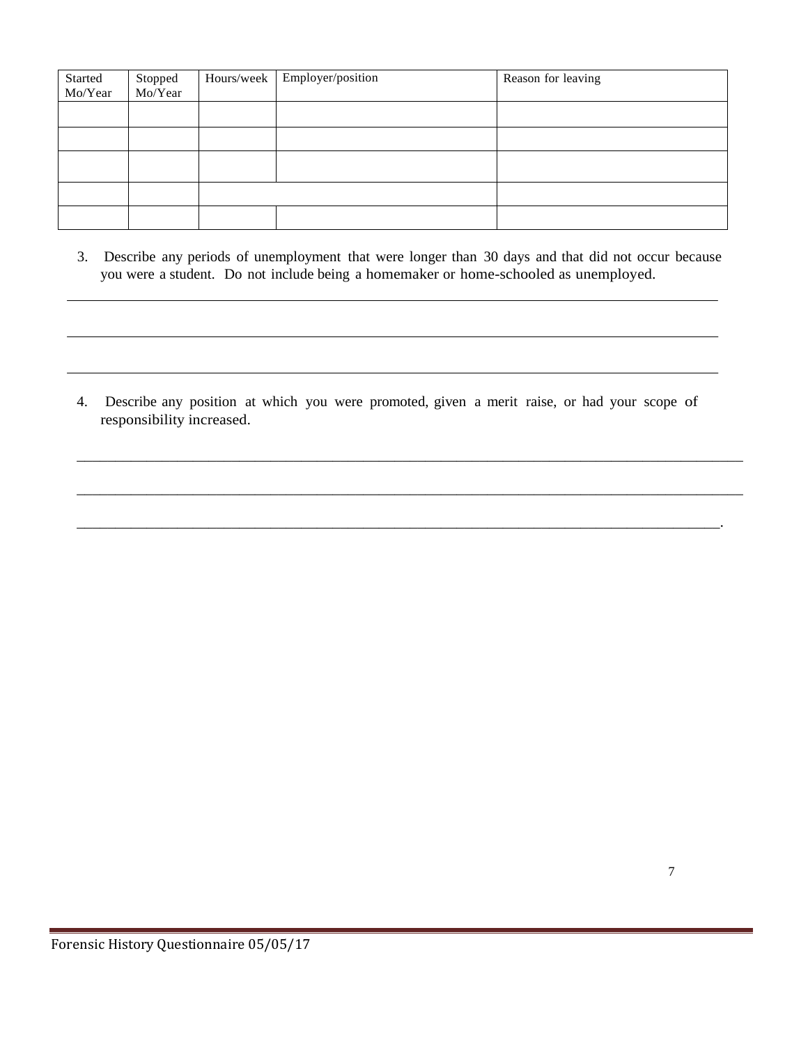| Started Mo/Year | Stopped Mo/Year | Hours/week | Employer/position | Reason for leaving |
|---|---|---|---|---|
| | | | | |
| | | | | |
| | | | | |
| | | | | |
| | | | | |

3. Describe any periods of unemployment that were longer than 30 days and that did not occur because you were a student. Do not include being a homemaker or home-schooled as unemployed.

_______________________________________________________________________________________

_______________________________________________________________________________________

_______________________________________________________________________________________

4. Describe any position at which you were promoted, given a merit raise, or had your scope of responsibility increased.

_______________________________________________________________________________________

_______________________________________________________________________________________

_______________________________________________________________________________________.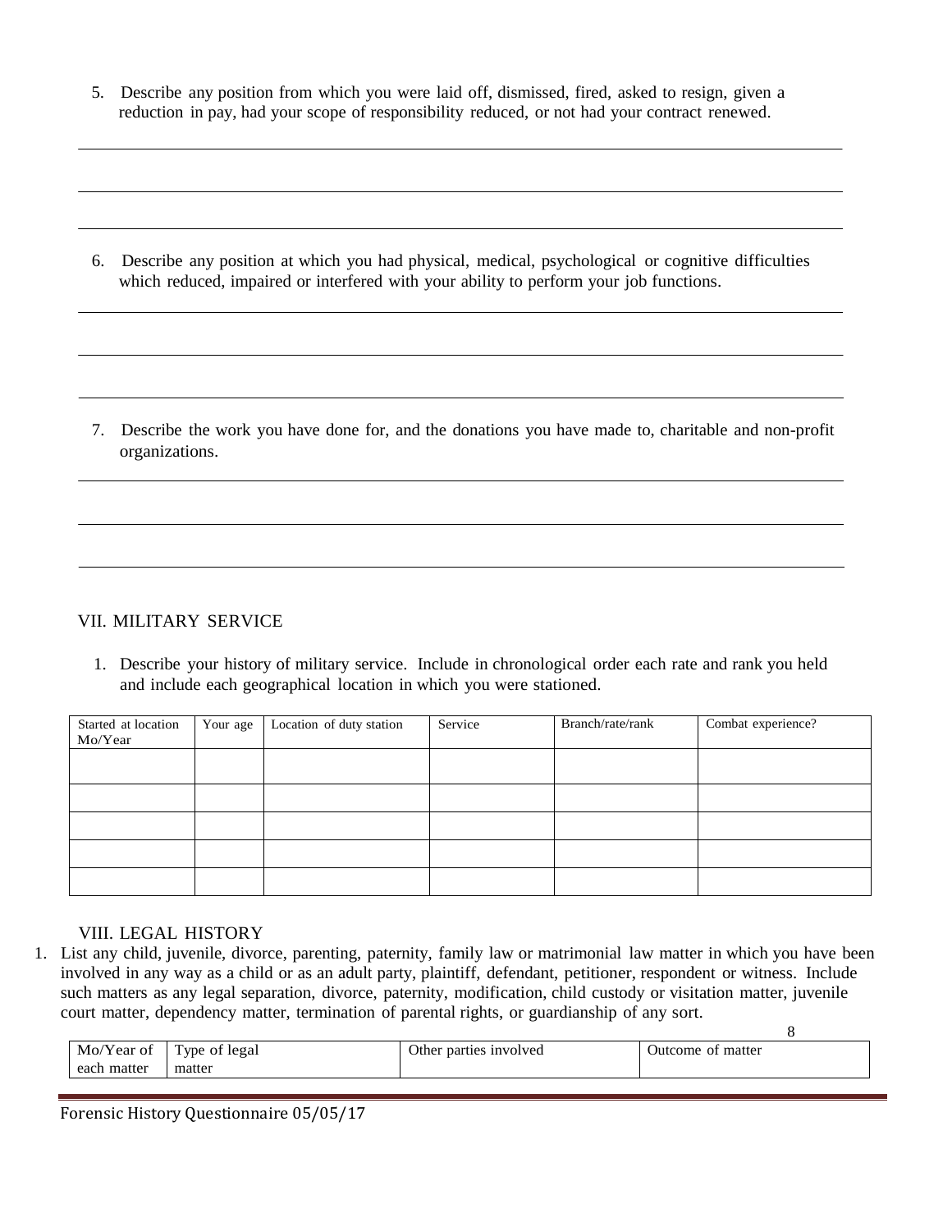5. Describe any position from which you were laid off, dismissed, fired, asked to resign, given a reduction in pay, had your scope of responsibility reduced, or not had your contract renewed.

6. Describe any position at which you had physical, medical, psychological or cognitive difficulties which reduced, impaired or interfered with your ability to perform your job functions.

7. Describe the work you have done for, and the donations you have made to, charitable and non-profit organizations.

## VII. MILITARY SERVICE

1. Describe your history of military service. Include in chronological order each rate and rank you held and include each geographical location in which you were stationed.

| Started at location Mo/Year | Your age | Location of duty station | Service | Branch/rate/rank | Combat experience? |
|---|---|---|---|---|---|
| | | | | | |
| | | | | | |
| | | | | | |
| | | | | | |
| | | | | | |

## VIII. LEGAL HISTORY

1. List any child, juvenile, divorce, parenting, paternity, family law or matrimonial law matter in which you have been involved in any way as a child or as an adult party, plaintiff, defendant, petitioner, respondent or witness. Include such matters as any legal separation, divorce, paternity, modification, child custody or visitation matter, juvenile court matter, dependency matter, termination of parental rights, or guardianship of any sort.

| Mo/Year of each matter | Type of legal matter | Other parties involved | Outcome of matter |
|---|---|---|---|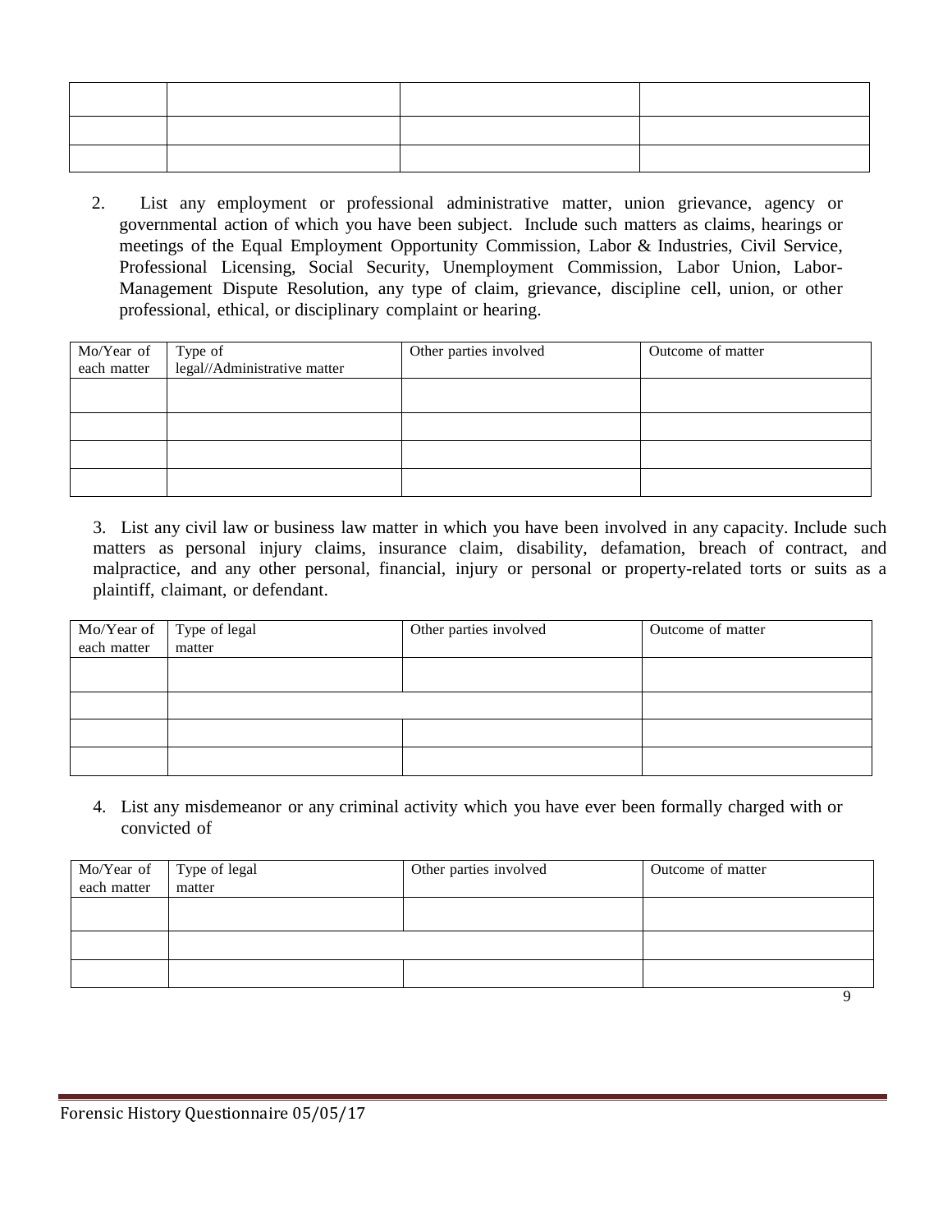| | | | |
|---|---|---|---|
| | | | |
| | | | |
| | | | |

2. List any employment or professional administrative matter, union grievance, agency or governmental action of which you have been subject. Include such matters as claims, hearings or meetings of the Equal Employment Opportunity Commission, Labor & Industries, Civil Service, Professional Licensing, Social Security, Unemployment Commission, Labor Union, Labor-Management Dispute Resolution, any type of claim, grievance, discipline cell, union, or other professional, ethical, or disciplinary complaint or hearing.

| Mo/Year of each matter | Type of legal//Administrative matter | Other parties involved | Outcome of matter |
|---|---|---|---|
| | | | |
| | | | |
| | | | |
| | | | |

3. List any civil law or business law matter in which you have been involved in any capacity. Include such matters as personal injury claims, insurance claim, disability, defamation, breach of contract, and malpractice, and any other personal, financial, injury or personal or property-related torts or suits as a plaintiff, claimant, or defendant.

| Mo/Year of each matter | Type of legal matter | Other parties involved | Outcome of matter |
|---|---|---|---|
| | | | |
| | | | |
| | | | |
| | | | |

4. List any misdemeanor or any criminal activity which you have ever been formally charged with or convicted of

| Mo/Year of each matter | Type of legal matter | Other parties involved | Outcome of matter |
|---|---|---|---|
| | | | |
| | | | |
| | | | |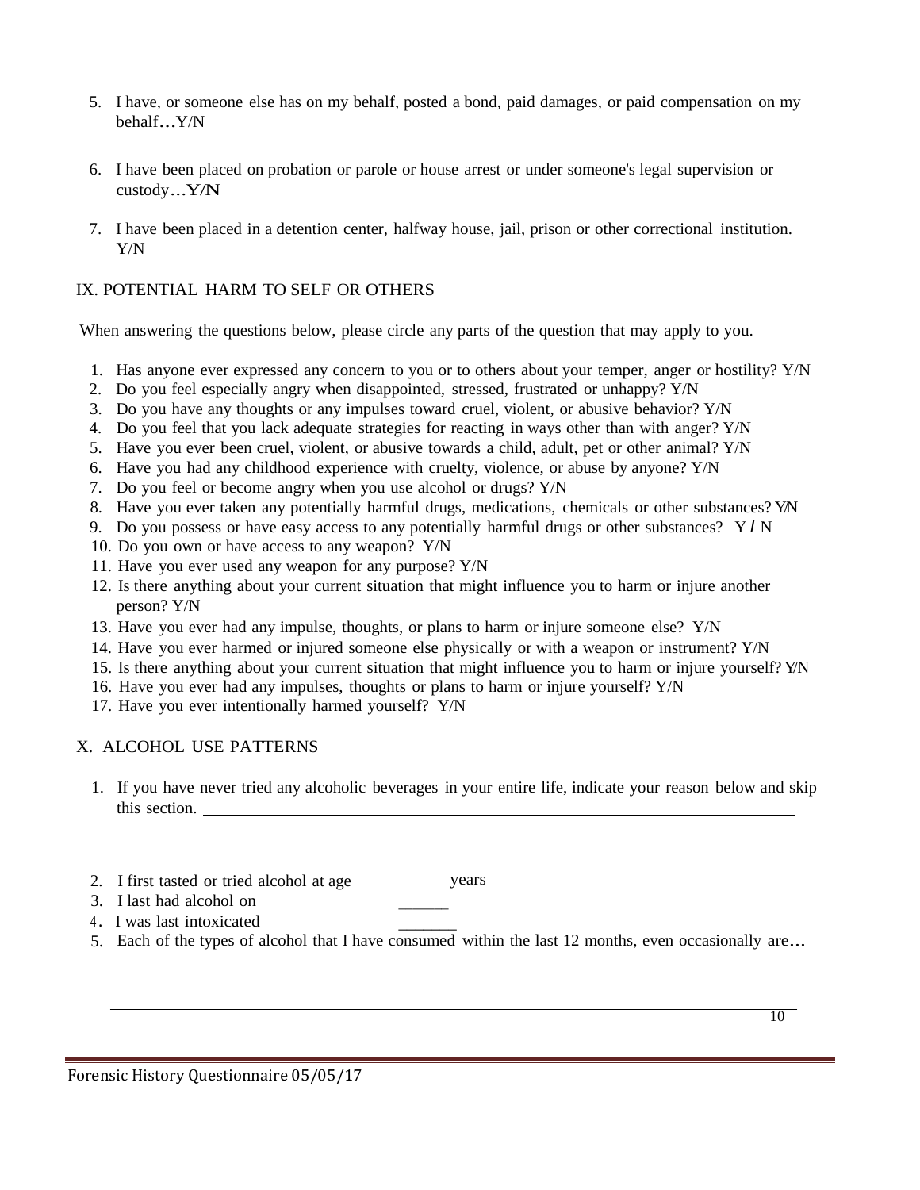5. I have, or someone else has on my behalf, posted a bond, paid damages, or paid compensation on my behalf…Y/N

6. I have been placed on probation or parole or house arrest or under someone's legal supervision or custody…Y/N

7. I have been placed in a detention center, halfway house, jail, prison or other correctional institution. Y/N

## IX. POTENTIAL HARM TO SELF OR OTHERS

When answering the questions below, please circle any parts of the question that may apply to you.

1. Has anyone ever expressed any concern to you or to others about your temper, anger or hostility? Y/N
2. Do you feel especially angry when disappointed, stressed, frustrated or unhappy? Y/N
3. Do you have any thoughts or any impulses toward cruel, violent, or abusive behavior? Y/N
4. Do you feel that you lack adequate strategies for reacting in ways other than with anger? Y/N
5. Have you ever been cruel, violent, or abusive towards a child, adult, pet or other animal? Y/N
6. Have you had any childhood experience with cruelty, violence, or abuse by anyone? Y/N
7. Do you feel or become angry when you use alcohol or drugs? Y/N
8. Have you ever taken any potentially harmful drugs, medications, chemicals or other substances? Y/N
9. Do you possess or have easy access to any potentially harmful drugs or other substances? Y / N
10. Do you own or have access to any weapon? Y/N
11. Have you ever used any weapon for any purpose? Y/N
12. Is there anything about your current situation that might influence you to harm or injure another person? Y/N
13. Have you ever had any impulse, thoughts, or plans to harm or injure someone else? Y/N
14. Have you ever harmed or injured someone else physically or with a weapon or instrument? Y/N
15. Is there anything about your current situation that might influence you to harm or injure yourself? Y/N
16. Have you ever had any impulses, thoughts or plans to harm or injure yourself? Y/N
17. Have you ever intentionally harmed yourself? Y/N

## X. ALCOHOL USE PATTERNS

1. If you have never tried any alcoholic beverages in your entire life, indicate your reason below and skip this section. ______________________________________________

   ______________________________________________________________

2. I first tasted or tried alcohol at age ______ years
3. I last had alcohol on ______
4. I was last intoxicated _______
5. Each of the types of alcohol that I have consumed within the last 12 months, even occasionally are…

   ______________________________________________________________

   ______________________________________________________________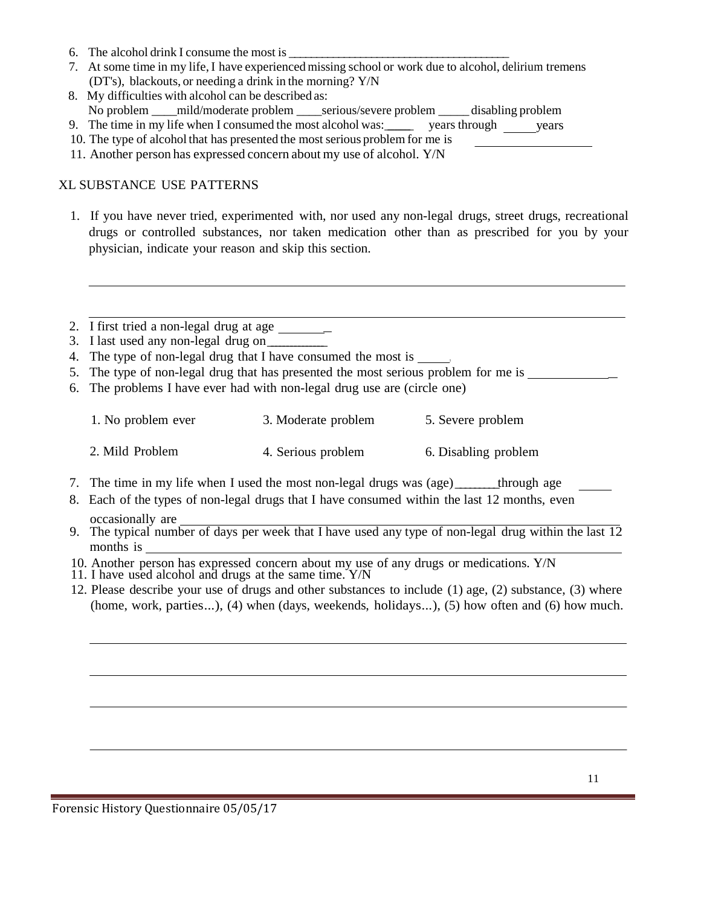6. The alcohol drink I consume the most is ______________________________________
7. At some time in my life, I have experienced missing school or work due to alcohol, delirium tremens (DT's), blackouts, or needing a drink in the morning? Y/N
8. My difficulties with alcohol can be described as:
   No problem ____mild/moderate problem ____serious/severe problem _____ disabling problem
9. The time in my life when I consumed the most alcohol was:_____ years through _____years
10. The type of alcohol that has presented the most serious problem for me is ___________________
11. Another person has expressed concern about my use of alcohol. Y/N

## XL SUBSTANCE USE PATTERNS

1. If you have never tried, experimented with, nor used any non-legal drugs, street drugs, recreational drugs or controlled substances, nor taken medication other than as prescribed for you by your physician, indicate your reason and skip this section.

_______________________________________________________________________________________

_______________________________________________________________________________________

2. I first tried a non-legal drug at age ________
3. I last used any non-legal drug on__________
4. The type of non-legal drug that I have consumed the most is _____
5. The type of non-legal drug that has presented the most serious problem for me is _____________
6. The problems I have ever had with non-legal drug use are (circle one)

| | | |
|---|---|---|
| 1. No problem ever | 3. Moderate problem | 5. Severe problem |
| 2. Mild Problem | 4. Serious problem | 6. Disabling problem |

7. The time in my life when I used the most non-legal drugs was (age)_______through age _____
8. Each of the types of non-legal drugs that I have consumed within the last 12 months, even occasionally are ____________________________________________________________________
9. The typical number of days per week that I have used any type of non-legal drug within the last 12 months is ________________________________________________________________________
10. Another person has expressed concern about my use of any drugs or medications. Y/N
11. I have used alcohol and drugs at the same time. Y/N
12. Please describe your use of drugs and other substances to include (1) age, (2) substance, (3) where (home, work, parties...), (4) when (days, weekends, holidays...), (5) how often and (6) how much.

_______________________________________________________________________________________

_______________________________________________________________________________________

_______________________________________________________________________________________

_______________________________________________________________________________________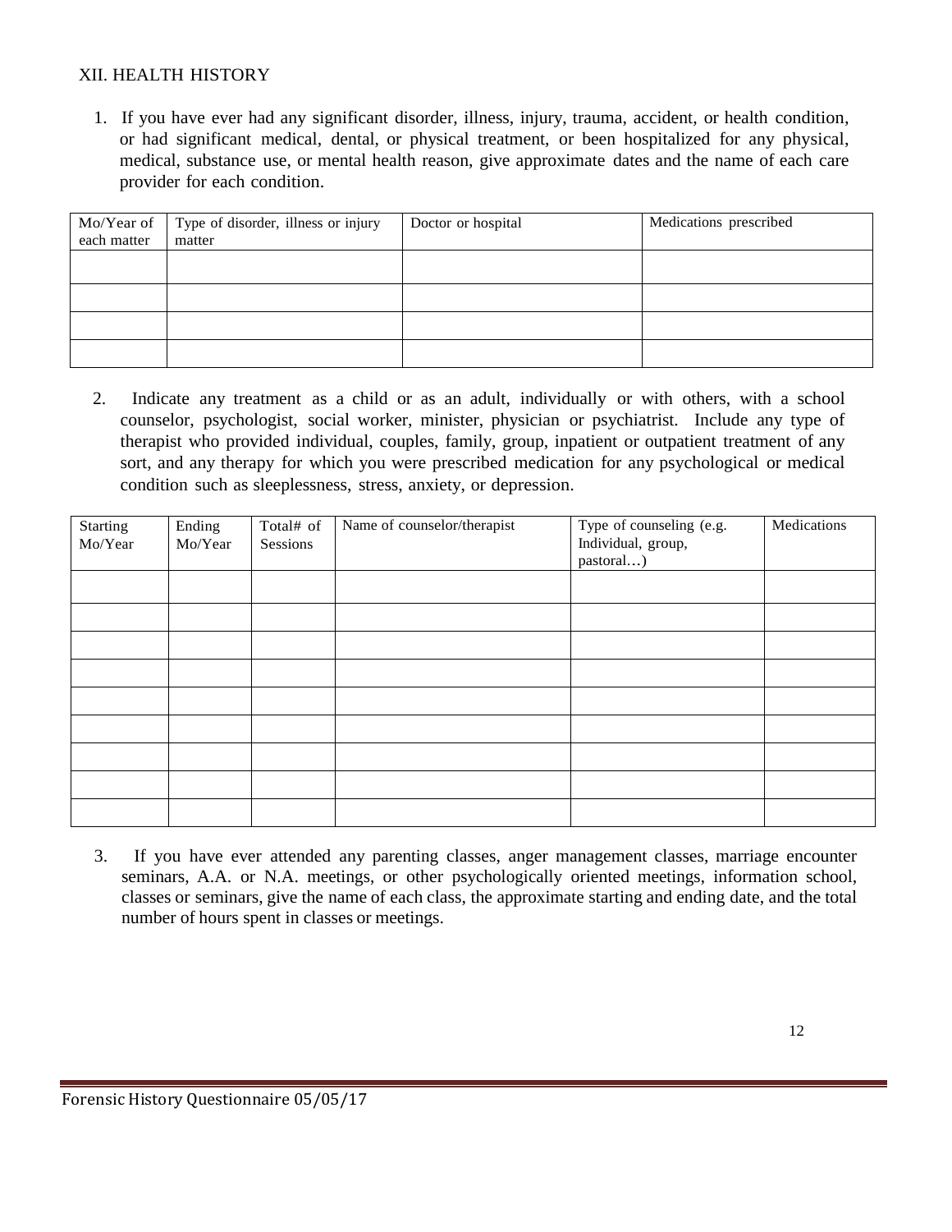## XII. HEALTH HISTORY

1. If you have ever had any significant disorder, illness, injury, trauma, accident, or health condition, or had significant medical, dental, or physical treatment, or been hospitalized for any physical, medical, substance use, or mental health reason, give approximate dates and the name of each care provider for each condition.

| Mo/Year of each matter | Type of disorder, illness or injury matter | Doctor or hospital | Medications prescribed |
|---|---|---|---|
| | | | |
| | | | |
| | | | |
| | | | |

2. Indicate any treatment as a child or as an adult, individually or with others, with a school counselor, psychologist, social worker, minister, physician or psychiatrist. Include any type of therapist who provided individual, couples, family, group, inpatient or outpatient treatment of any sort, and any therapy for which you were prescribed medication for any psychological or medical condition such as sleeplessness, stress, anxiety, or depression.

| Starting Mo/Year | Ending Mo/Year | Total# of Sessions | Name of counselor/therapist | Type of counseling (e.g. Individual, group, pastoral…) | Medications |
|---|---|---|---|---|---|
| | | | | | |
| | | | | | |
| | | | | | |
| | | | | | |
| | | | | | |
| | | | | | |
| | | | | | |
| | | | | | |
| | | | | | |

3. If you have ever attended any parenting classes, anger management classes, marriage encounter seminars, A.A. or N.A. meetings, or other psychologically oriented meetings, information school, classes or seminars, give the name of each class, the approximate starting and ending date, and the total number of hours spent in classes or meetings.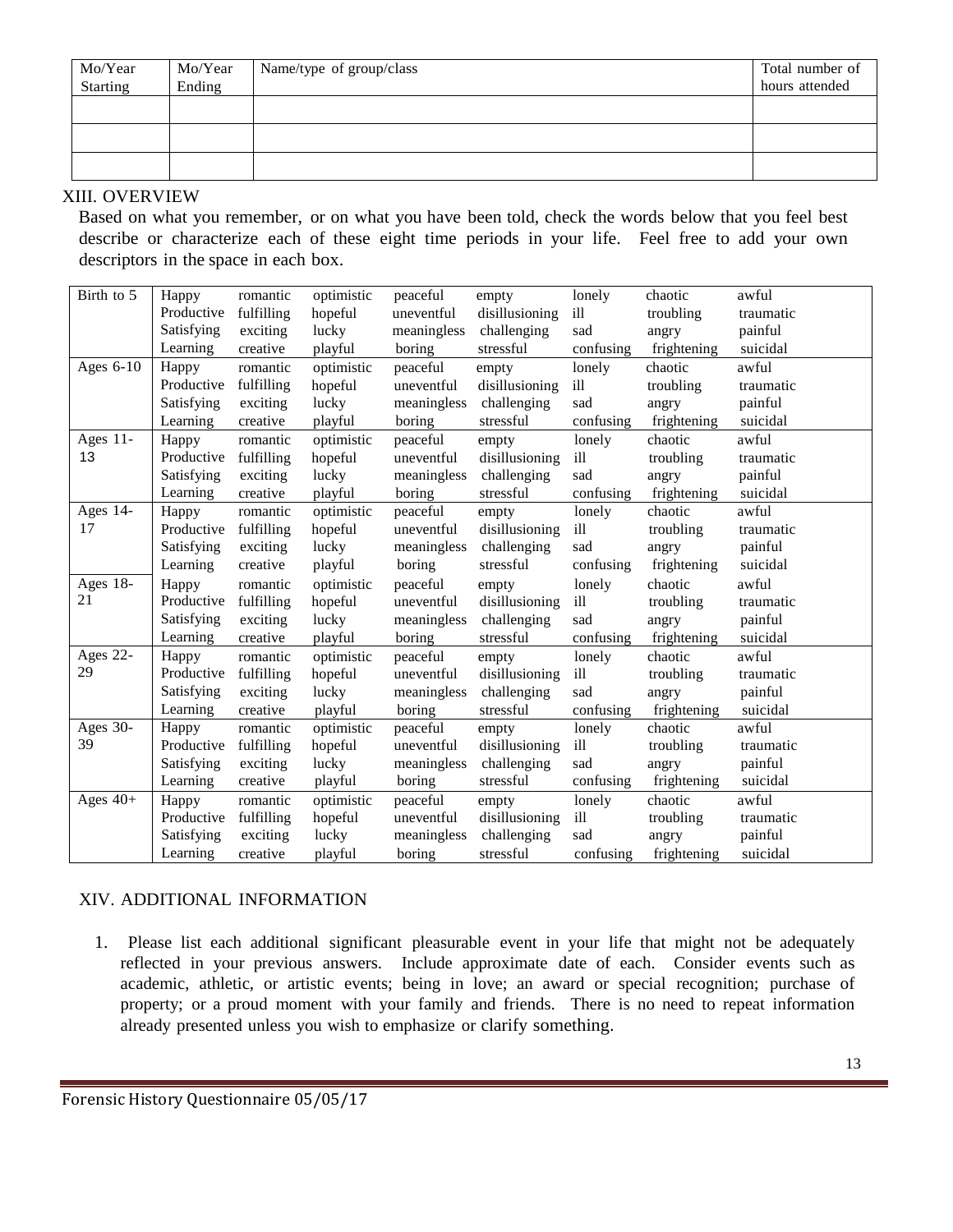| Mo/Year Starting | Mo/Year Ending | Name/type of group/class | Total number of hours attended |
| --- | --- | --- | --- |
| | | | |
| | | | |
| | | | |

## XIII. OVERVIEW

Based on what you remember, or on what you have been told, check the words below that you feel best describe or characterize each of these eight time periods in your life. Feel free to add your own descriptors in the space in each box.

| | | | | | | | | |
| --- | --- | --- | --- | --- | --- | --- | --- | --- |
| Birth to 5 | Happy | romantic | optimistic | peaceful | empty | lonely | chaotic | awful |
| | Productive | fulfilling | hopeful | uneventful | disillusioning | ill | troubling | traumatic |
| | Satisfying | exciting | lucky | meaningless | challenging | sad | angry | painful |
| | Learning | creative | playful | boring | stressful | confusing | frightening | suicidal |
| Ages 6-10 | Happy | romantic | optimistic | peaceful | empty | lonely | chaotic | awful |
| | Productive | fulfilling | hopeful | uneventful | disillusioning | ill | troubling | traumatic |
| | Satisfying | exciting | lucky | meaningless | challenging | sad | angry | painful |
| | Learning | creative | playful | boring | stressful | confusing | frightening | suicidal |
| Ages 11-13 | Happy | romantic | optimistic | peaceful | empty | lonely | chaotic | awful |
| | Productive | fulfilling | hopeful | uneventful | disillusioning | ill | troubling | traumatic |
| | Satisfying | exciting | lucky | meaningless | challenging | sad | angry | painful |
| | Learning | creative | playful | boring | stressful | confusing | frightening | suicidal |
| Ages 14-17 | Happy | romantic | optimistic | peaceful | empty | lonely | chaotic | awful |
| | Productive | fulfilling | hopeful | uneventful | disillusioning | ill | troubling | traumatic |
| | Satisfying | exciting | lucky | meaningless | challenging | sad | angry | painful |
| | Learning | creative | playful | boring | stressful | confusing | frightening | suicidal |
| Ages 18-21 | Happy | romantic | optimistic | peaceful | empty | lonely | chaotic | awful |
| | Productive | fulfilling | hopeful | uneventful | disillusioning | ill | troubling | traumatic |
| | Satisfying | exciting | lucky | meaningless | challenging | sad | angry | painful |
| | Learning | creative | playful | boring | stressful | confusing | frightening | suicidal |
| Ages 22-29 | Happy | romantic | optimistic | peaceful | empty | lonely | chaotic | awful |
| | Productive | fulfilling | hopeful | uneventful | disillusioning | ill | troubling | traumatic |
| | Satisfying | exciting | lucky | meaningless | challenging | sad | angry | painful |
| | Learning | creative | playful | boring | stressful | confusing | frightening | suicidal |
| Ages 30-39 | Happy | romantic | optimistic | peaceful | empty | lonely | chaotic | awful |
| | Productive | fulfilling | hopeful | uneventful | disillusioning | ill | troubling | traumatic |
| | Satisfying | exciting | lucky | meaningless | challenging | sad | angry | painful |
| | Learning | creative | playful | boring | stressful | confusing | frightening | suicidal |
| Ages 40+ | Happy | romantic | optimistic | peaceful | empty | lonely | chaotic | awful |
| | Productive | fulfilling | hopeful | uneventful | disillusioning | ill | troubling | traumatic |
| | Satisfying | exciting | lucky | meaningless | challenging | sad | angry | painful |
| | Learning | creative | playful | boring | stressful | confusing | frightening | suicidal |

## XIV. ADDITIONAL INFORMATION

1. Please list each additional significant pleasurable event in your life that might not be adequately reflected in your previous answers. Include approximate date of each. Consider events such as academic, athletic, or artistic events; being in love; an award or special recognition; purchase of property; or a proud moment with your family and friends. There is no need to repeat information already presented unless you wish to emphasize or clarify something.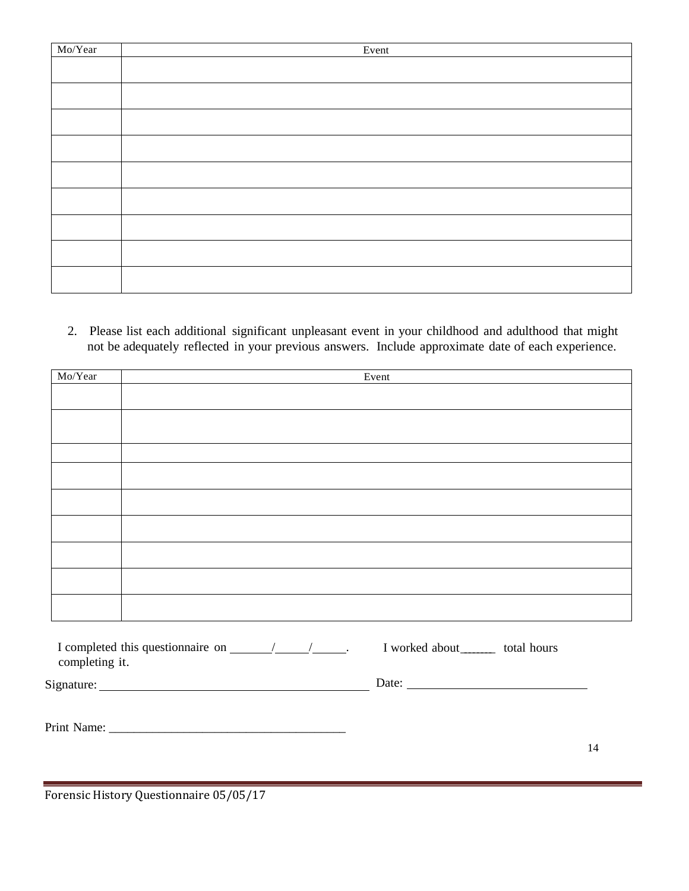| Mo/Year | Event |
| --- | --- |
| | |
| | |
| | |
| | |
| | |
| | |
| | |
| | |
| | |

2. Please list each additional significant unpleasant event in your childhood and adulthood that might not be adequately reflected in your previous answers. Include approximate date of each experience.

| Mo/Year | Event |
| --- | --- |
| | |
| | |
| | |
| | |
| | |
| | |
| | |
| | |
| | |

I completed this questionnaire on ______/______/______. I worked about______ total hours completing it.

Signature: ________________________________________ Date: ____________________________

Print Name: ______________________________________